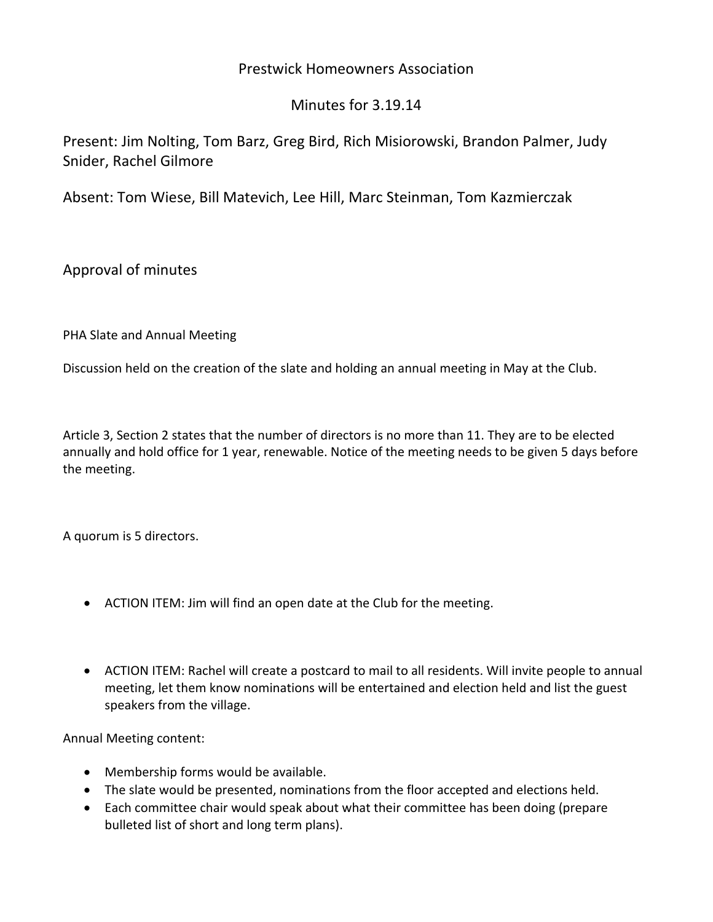# Prestwick Homeowners Association

## Minutes for 3.19.14

Present: Jim Nolting, Tom Barz, Greg Bird, Rich Misiorowski, Brandon Palmer, Judy Snider, Rachel Gilmore

Absent: Tom Wiese, Bill Matevich, Lee Hill, Marc Steinman, Tom Kazmierczak

## Approval of minutes

PHA Slate and Annual Meeting

Discussion held on the creation of the slate and holding an annual meeting in May at the Club.

Article 3, Section 2 states that the number of directors is no more than 11. They are to be elected annually and hold office for 1 year, renewable. Notice of the meeting needs to be given 5 days before the meeting.

A quorum is 5 directors.

- ACTION ITEM: Jim will find an open date at the Club for the meeting.

- ACTION ITEM: Rachel will create a postcard to mail to all residents. Will invite people to annual meeting, let them know nominations will be entertained and election held and list the guest speakers from the village.

Annual Meeting content:

- Membership forms would be available.
- The slate would be presented, nominations from the floor accepted and elections held.
- Each committee chair would speak about what their committee has been doing (prepare bulleted list of short and long term plans).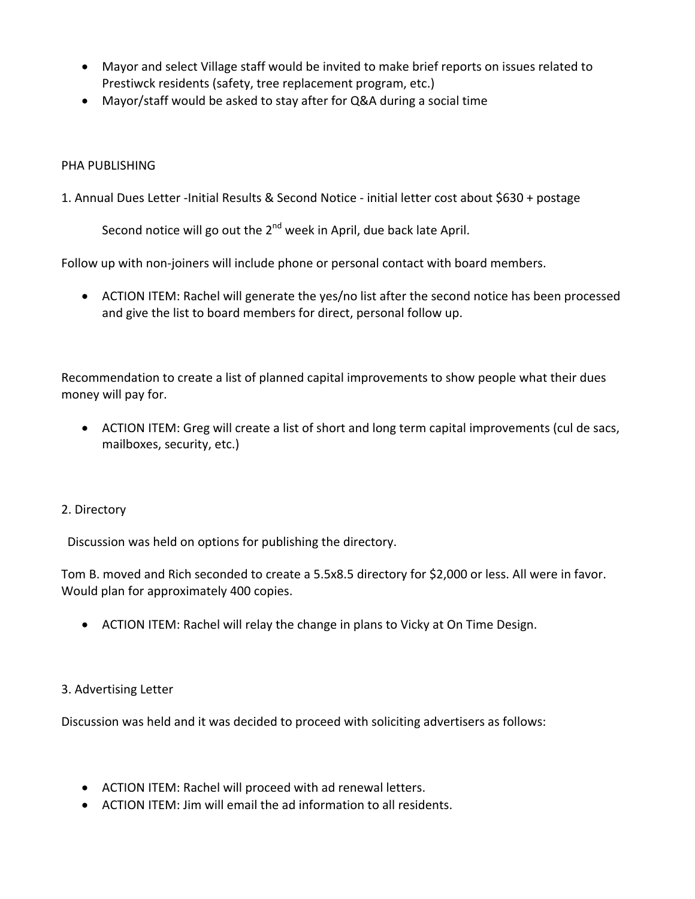- Mayor and select Village staff would be invited to make brief reports on issues related to Prestiwck residents (safety, tree replacement program, etc.)
- Mayor/staff would be asked to stay after for Q&A during a social time

PHA PUBLISHING

1. Annual Dues Letter -Initial Results & Second Notice - initial letter cost about $630 + postage

   Second notice will go out the 2nd week in April, due back late April.

Follow up with non-joiners will include phone or personal contact with board members.

- ACTION ITEM: Rachel will generate the yes/no list after the second notice has been processed and give the list to board members for direct, personal follow up.

Recommendation to create a list of planned capital improvements to show people what their dues money will pay for.

- ACTION ITEM: Greg will create a list of short and long term capital improvements (cul de sacs, mailboxes, security, etc.)

2. Directory

Discussion was held on options for publishing the directory.

Tom B. moved and Rich seconded to create a 5.5x8.5 directory for $2,000 or less. All were in favor. Would plan for approximately 400 copies.

- ACTION ITEM: Rachel will relay the change in plans to Vicky at On Time Design.

3. Advertising Letter

Discussion was held and it was decided to proceed with soliciting advertisers as follows:

- ACTION ITEM: Rachel will proceed with ad renewal letters.
- ACTION ITEM: Jim will email the ad information to all residents.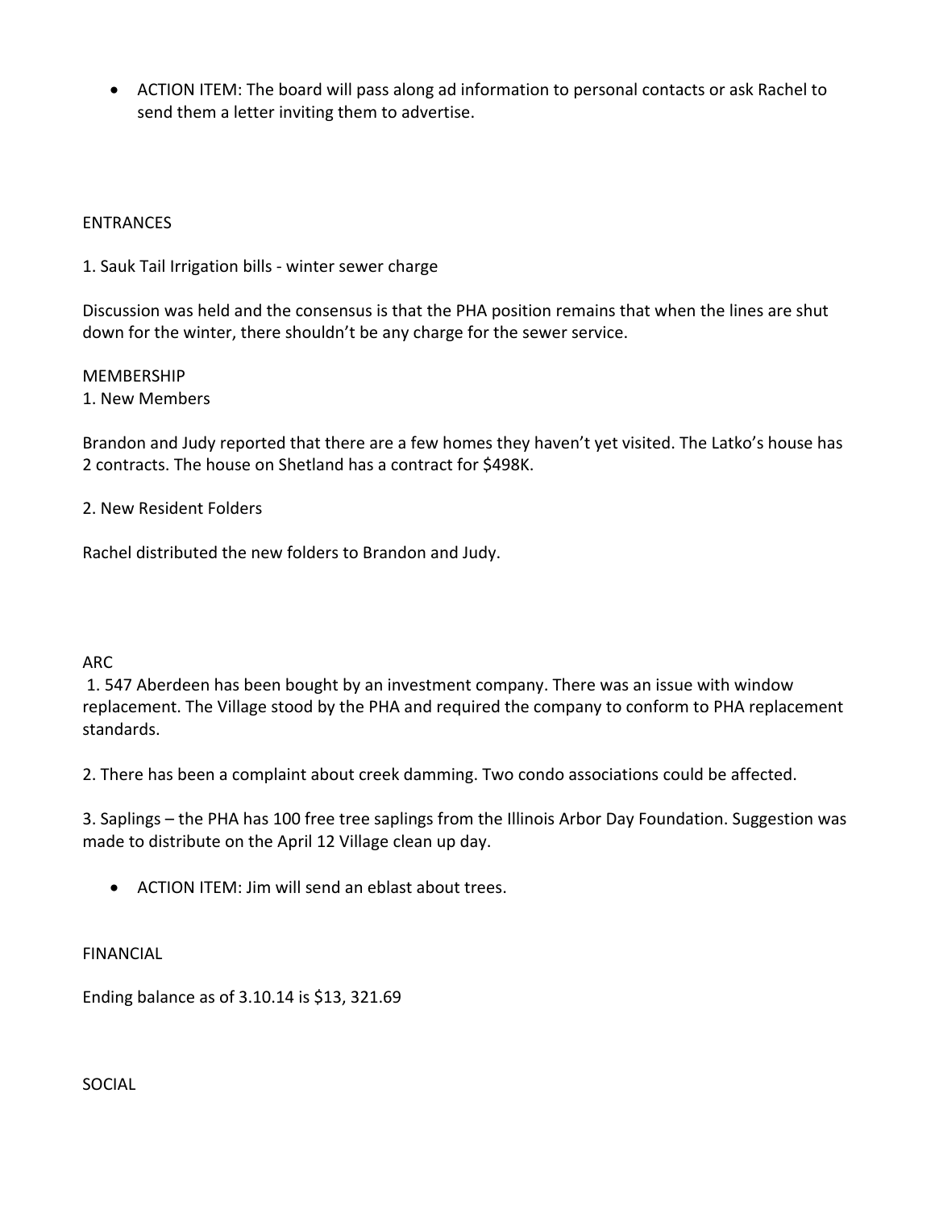- ACTION ITEM: The board will pass along ad information to personal contacts or ask Rachel to send them a letter inviting them to advertise.

ENTRANCES

1. Sauk Tail Irrigation bills - winter sewer charge

Discussion was held and the consensus is that the PHA position remains that when the lines are shut down for the winter, there shouldn't be any charge for the sewer service.

MEMBERSHIP

1. New Members

Brandon and Judy reported that there are a few homes they haven't yet visited. The Latko's house has 2 contracts. The house on Shetland has a contract for $498K.

2. New Resident Folders

Rachel distributed the new folders to Brandon and Judy.

ARC

1. 547 Aberdeen has been bought by an investment company. There was an issue with window replacement. The Village stood by the PHA and required the company to conform to PHA replacement standards.

2. There has been a complaint about creek damming. Two condo associations could be affected.

3. Saplings – the PHA has 100 free tree saplings from the Illinois Arbor Day Foundation. Suggestion was made to distribute on the April 12 Village clean up day.

- ACTION ITEM: Jim will send an eblast about trees.

FINANCIAL

Ending balance as of 3.10.14 is $13, 321.69

SOCIAL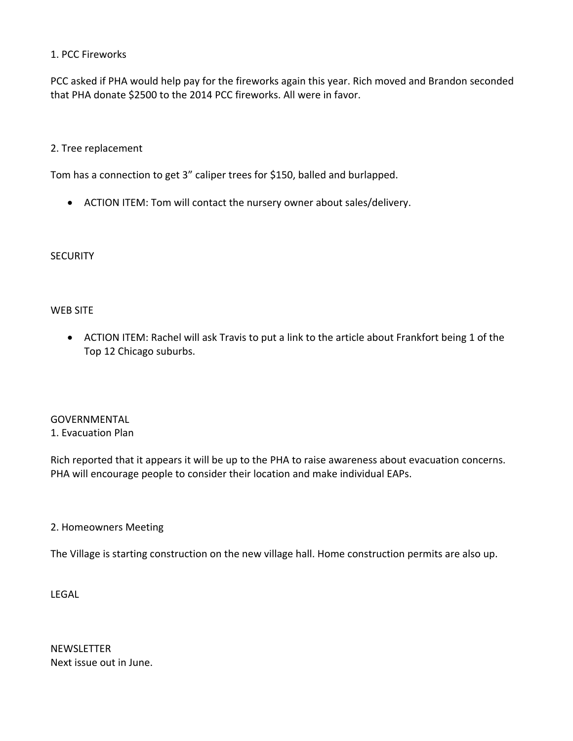1. PCC Fireworks

PCC asked if PHA would help pay for the fireworks again this year. Rich moved and Brandon seconded that PHA donate $2500 to the 2014 PCC fireworks. All were in favor.

2. Tree replacement

Tom has a connection to get 3” caliper trees for $150, balled and burlapped.

- ACTION ITEM: Tom will contact the nursery owner about sales/delivery.

SECURITY

WEB SITE

- ACTION ITEM: Rachel will ask Travis to put a link to the article about Frankfort being 1 of the Top 12 Chicago suburbs.

GOVERNMENTAL

1. Evacuation Plan

Rich reported that it appears it will be up to the PHA to raise awareness about evacuation concerns. PHA will encourage people to consider their location and make individual EAPs.

2. Homeowners Meeting

The Village is starting construction on the new village hall. Home construction permits are also up.

LEGAL

NEWSLETTER

Next issue out in June.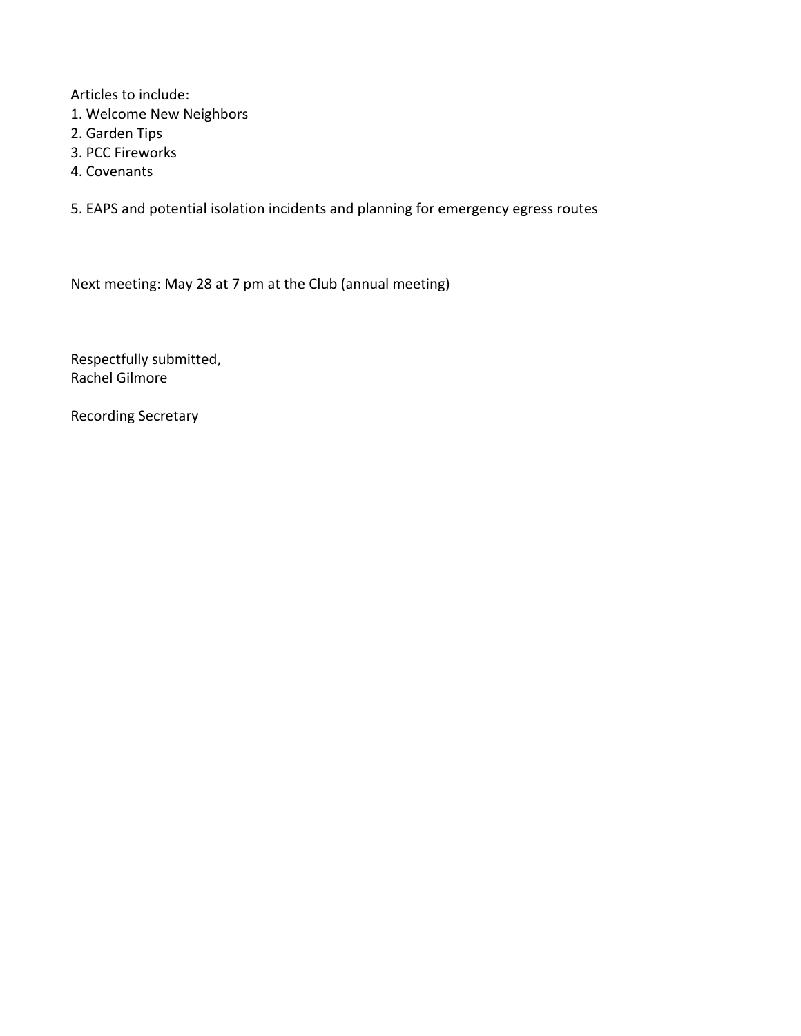Articles to include:

1. Welcome New Neighbors
2. Garden Tips
3. PCC Fireworks
4. Covenants

5. EAPS and potential isolation incidents and planning for emergency egress routes

Next meeting: May 28 at 7 pm at the Club (annual meeting)

Respectfully submitted,
Rachel Gilmore

Recording Secretary